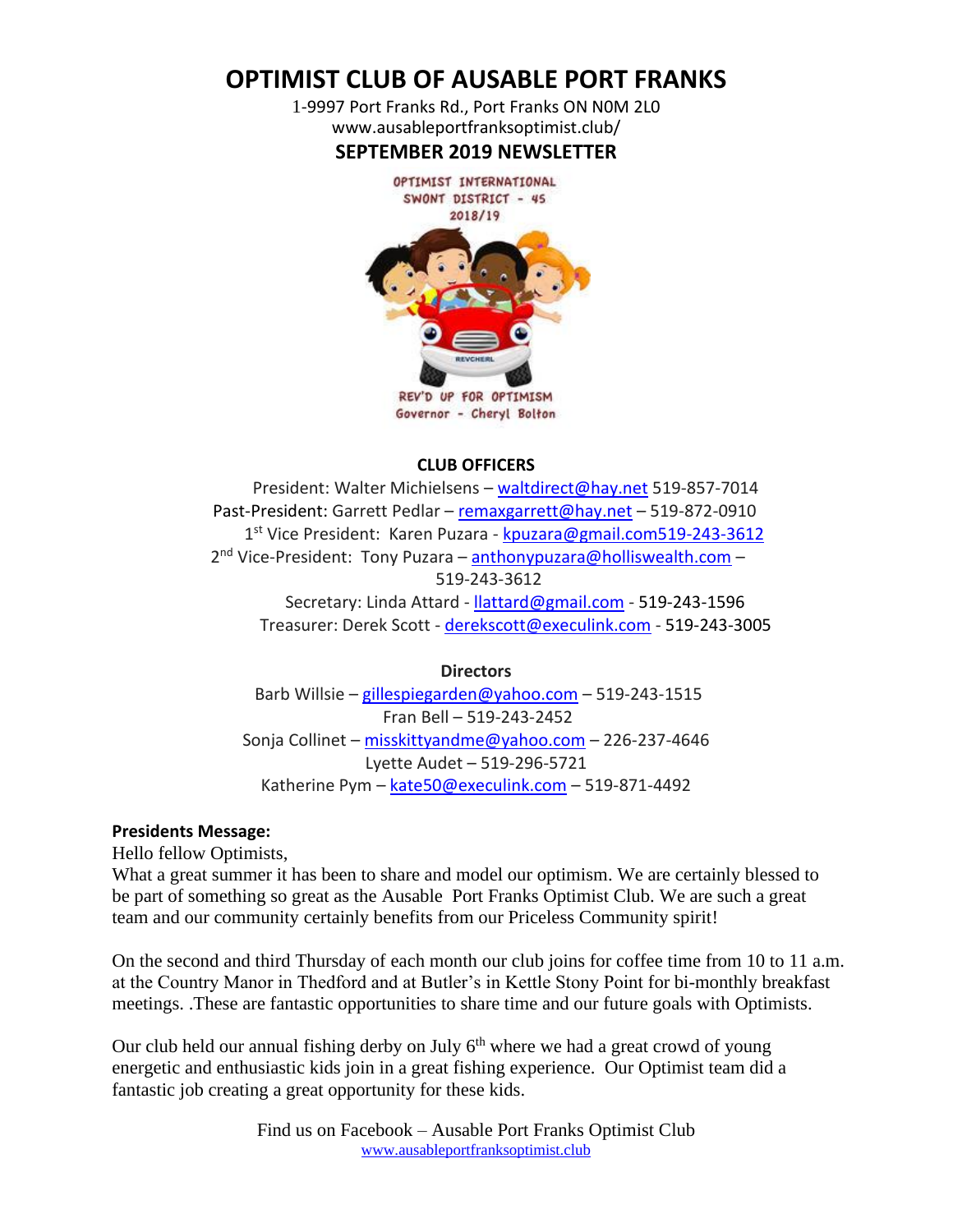# OPTIMIST CLUB OF AUSABLE PORT FRANKS

1-9997 Port Franks Rd., Port Franks ON N0M 2L0
www.ausableportfranksoptimist.club/

## SEPTEMBER 2019 NEWSLETTER

OPTIMIST INTERNATIONAL
SWONT DISTRICT - 45
2018/19

REV'D UP FOR OPTIMISM
Governor - Cheryl Bolton

### CLUB OFFICERS

President: Walter Michielsens – waltdirect@hay.net 519-857-7014
Past-President: Garrett Pedlar – remaxgarrett@hay.net – 519-872-0910
1st Vice President: Karen Puzara - kpuzara@gmail.com519-243-3612
2nd Vice-President: Tony Puzara – anthonypuzara@holliswealth.com – 519-243-3612
Secretary: Linda Attard - llattard@gmail.com - 519-243-1596
Treasurer: Derek Scott - derekscott@execulink.com - 519-243-3005

### Directors

Barb Willsie – gillespiegarden@yahoo.com – 519-243-1515
Fran Bell – 519-243-2452
Sonja Collinet – misskittyandme@yahoo.com – 226-237-4646
Lyette Audet – 519-296-5721
Katherine Pym – kate50@execulink.com – 519-871-4492

**Presidents Message:**

Hello fellow Optimists,
What a great summer it has been to share and model our optimism. We are certainly blessed to be part of something so great as the Ausable Port Franks Optimist Club. We are such a great team and our community certainly benefits from our Priceless Community spirit!

On the second and third Thursday of each month our club joins for coffee time from 10 to 11 a.m. at the Country Manor in Thedford and at Butler's in Kettle Stony Point for bi-monthly breakfast meetings. .These are fantastic opportunities to share time and our future goals with Optimists.

Our club held our annual fishing derby on July 6th where we had a great crowd of young energetic and enthusiastic kids join in a great fishing experience. Our Optimist team did a fantastic job creating a great opportunity for these kids.

Find us on Facebook – Ausable Port Franks Optimist Club
www.ausableportfranksoptimist.club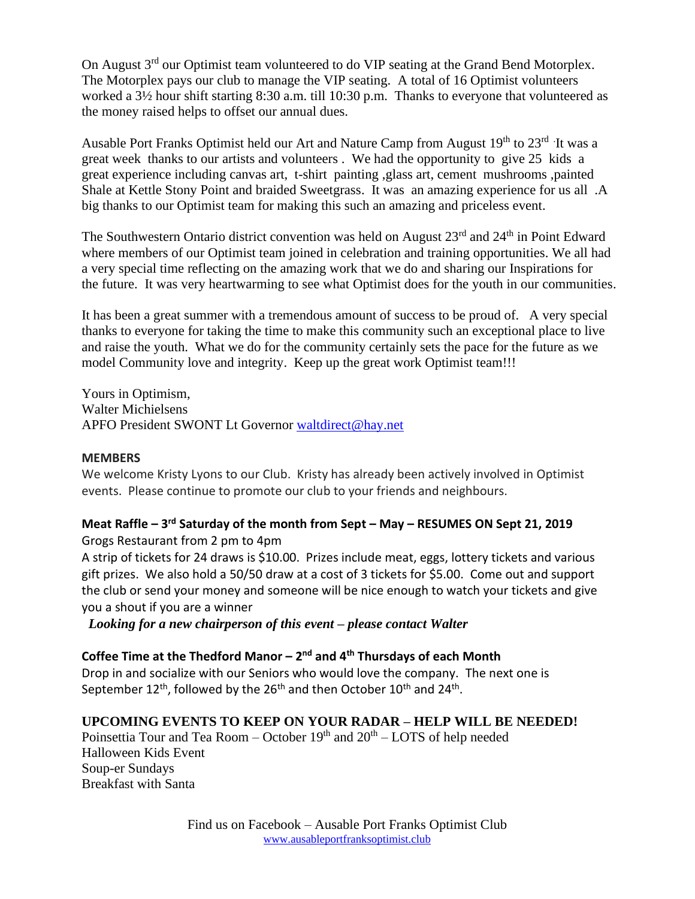On August 3rd our Optimist team volunteered to do VIP seating at the Grand Bend Motorplex. The Motorplex pays our club to manage the VIP seating. A total of 16 Optimist volunteers worked a 3½ hour shift starting 8:30 a.m. till 10:30 p.m. Thanks to everyone that volunteered as the money raised helps to offset our annual dues.

Ausable Port Franks Optimist held our Art and Nature Camp from August 19th to 23rd. It was a great week thanks to our artists and volunteers . We had the opportunity to give 25 kids a great experience including canvas art, t-shirt painting ,glass art, cement mushrooms ,painted Shale at Kettle Stony Point and braided Sweetgrass. It was an amazing experience for us all .A big thanks to our Optimist team for making this such an amazing and priceless event.

The Southwestern Ontario district convention was held on August 23rd and 24th in Point Edward where members of our Optimist team joined in celebration and training opportunities. We all had a very special time reflecting on the amazing work that we do and sharing our Inspirations for the future. It was very heartwarming to see what Optimist does for the youth in our communities.

It has been a great summer with a tremendous amount of success to be proud of. A very special thanks to everyone for taking the time to make this community such an exceptional place to live and raise the youth. What we do for the community certainly sets the pace for the future as we model Community love and integrity. Keep up the great work Optimist team!!!

Yours in Optimism,
Walter Michielsens
APFO President SWONT Lt Governor waltdirect@hay.net

**MEMBERS**

We welcome Kristy Lyons to our Club. Kristy has already been actively involved in Optimist events. Please continue to promote our club to your friends and neighbours.

**Meat Raffle – 3rd Saturday of the month from Sept – May – RESUMES ON Sept 21, 2019**

Grogs Restaurant from 2 pm to 4pm

A strip of tickets for 24 draws is $10.00. Prizes include meat, eggs, lottery tickets and various gift prizes. We also hold a 50/50 draw at a cost of 3 tickets for $5.00. Come out and support the club or send your money and someone will be nice enough to watch your tickets and give you a shout if you are a winner

***Looking for a new chairperson of this event – please contact Walter***

**Coffee Time at the Thedford Manor – 2nd and 4th Thursdays of each Month**

Drop in and socialize with our Seniors who would love the company. The next one is September 12th, followed by the 26th and then October 10th and 24th.

**UPCOMING EVENTS TO KEEP ON YOUR RADAR – HELP WILL BE NEEDED!**

Poinsettia Tour and Tea Room – October 19th and 20th – LOTS of help needed
Halloween Kids Event
Soup-er Sundays
Breakfast with Santa

Find us on Facebook – Ausable Port Franks Optimist Club
www.ausableportfranksoptimist.club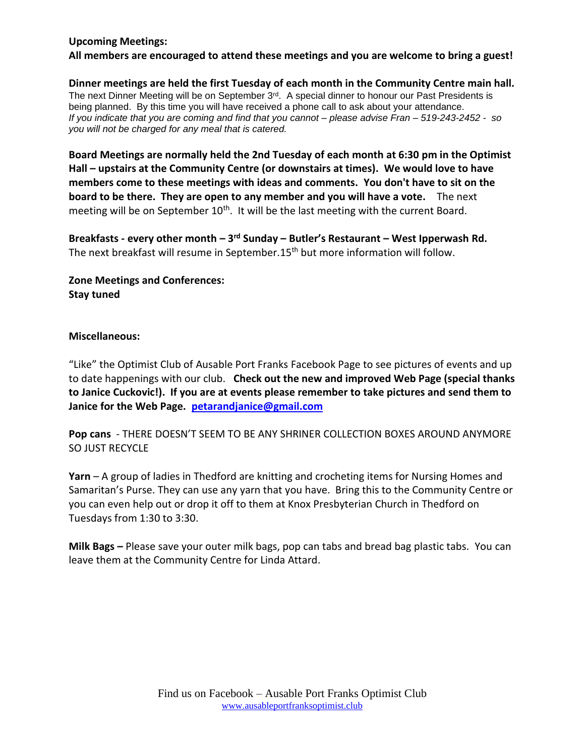**Upcoming Meetings:**
**All members are encouraged to attend these meetings and you are welcome to bring a guest!**

**Dinner meetings are held the first Tuesday of each month in the Community Centre main hall.**
The next Dinner Meeting will be on September 3rd. A special dinner to honour our Past Presidents is being planned. By this time you will have received a phone call to ask about your attendance.
*If you indicate that you are coming and find that you cannot – please advise Fran – 519-243-2452 - so you will not be charged for any meal that is catered.*

**Board Meetings are normally held the 2nd Tuesday of each month at 6:30 pm in the Optimist Hall – upstairs at the Community Centre (or downstairs at times). We would love to have members come to these meetings with ideas and comments. You don't have to sit on the board to be there. They are open to any member and you will have a vote.** The next meeting will be on September 10th. It will be the last meeting with the current Board.

**Breakfasts - every other month – 3rd Sunday – Butler's Restaurant – West Ipperwash Rd.**
The next breakfast will resume in September.15th but more information will follow.

**Zone Meetings and Conferences:**
**Stay tuned**

**Miscellaneous:**

"Like" the Optimist Club of Ausable Port Franks Facebook Page to see pictures of events and up to date happenings with our club. **Check out the new and improved Web Page (special thanks to Janice Cuckovic!). If you are at events please remember to take pictures and send them to Janice for the Web Page. petarandjanice@gmail.com**

**Pop cans** - THERE DOESN'T SEEM TO BE ANY SHRINER COLLECTION BOXES AROUND ANYMORE SO JUST RECYCLE

**Yarn** – A group of ladies in Thedford are knitting and crocheting items for Nursing Homes and Samaritan's Purse. They can use any yarn that you have. Bring this to the Community Centre or you can even help out or drop it off to them at Knox Presbyterian Church in Thedford on Tuesdays from 1:30 to 3:30.

**Milk Bags –** Please save your outer milk bags, pop can tabs and bread bag plastic tabs. You can leave them at the Community Centre for Linda Attard.

Find us on Facebook – Ausable Port Franks Optimist Club
www.ausableportfranksoptimist.club